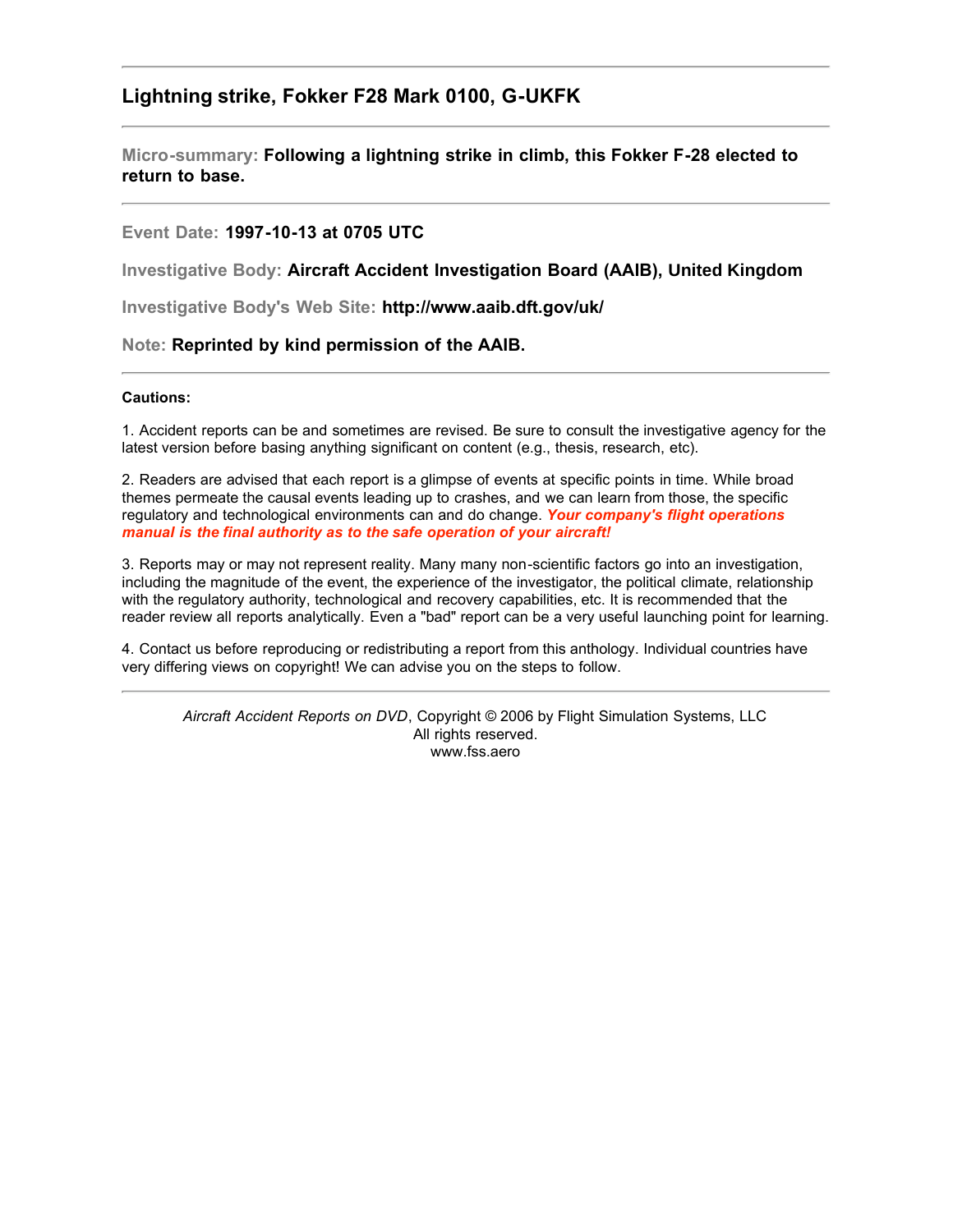## Lightning strike, Fokker F28 Mark 0100, G-UKFK

---

Micro-summary: **Following a lightning strike in climb, this Fokker F-28 elected to return to base.**

---

Event Date: **1997-10-13 at 0705 UTC**

Investigative Body: **Aircraft Accident Investigation Board (AAIB), United Kingdom**

Investigative Body's Web Site: **http://www.aaib.dft.gov/uk/**

Note: **Reprinted by kind permission of the AAIB.**

---

**Cautions:**

1. Accident reports can be and sometimes are revised. Be sure to consult the investigative agency for the latest version before basing anything significant on content (e.g., thesis, research, etc).

2. Readers are advised that each report is a glimpse of events at specific points in time. While broad themes permeate the causal events leading up to crashes, and we can learn from those, the specific regulatory and technological environments can and do change. ***Your company's flight operations manual is the final authority as to the safe operation of your aircraft!***

3. Reports may or may not represent reality. Many many non-scientific factors go into an investigation, including the magnitude of the event, the experience of the investigator, the political climate, relationship with the regulatory authority, technological and recovery capabilities, etc. It is recommended that the reader review all reports analytically. Even a "bad" report can be a very useful launching point for learning.

4. Contact us before reproducing or redistributing a report from this anthology. Individual countries have very differing views on copyright! We can advise you on the steps to follow.

---

*Aircraft Accident Reports on DVD*, Copyright © 2006 by Flight Simulation Systems, LLC
All rights reserved.
www.fss.aero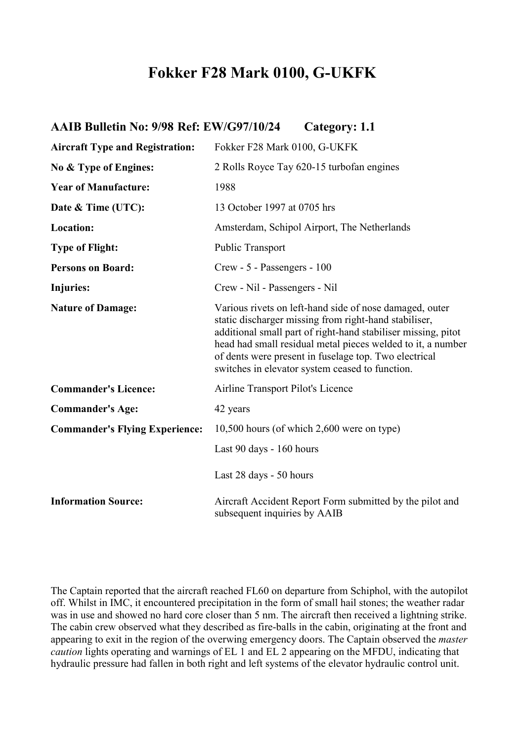# Fokker F28 Mark 0100, G-UKFK

## AAIB Bulletin No: 9/98 Ref: EW/G97/10/24 Category: 1.1

| | |
|---|---|
| **Aircraft Type and Registration:** | Fokker F28 Mark 0100, G-UKFK |
| **No & Type of Engines:** | 2 Rolls Royce Tay 620-15 turbofan engines |
| **Year of Manufacture:** | 1988 |
| **Date & Time (UTC):** | 13 October 1997 at 0705 hrs |
| **Location:** | Amsterdam, Schipol Airport, The Netherlands |
| **Type of Flight:** | Public Transport |
| **Persons on Board:** | Crew - 5 - Passengers - 100 |
| **Injuries:** | Crew - Nil - Passengers - Nil |
| **Nature of Damage:** | Various rivets on left-hand side of nose damaged, outer static discharger missing from right-hand stabiliser, additional small part of right-hand stabiliser missing, pitot head had small residual metal pieces welded to it, a number of dents were present in fuselage top. Two electrical switches in elevator system ceased to function. |
| **Commander's Licence:** | Airline Transport Pilot's Licence |
| **Commander's Age:** | 42 years |
| **Commander's Flying Experience:** | 10,500 hours (of which 2,600 were on type) |
| | Last 90 days - 160 hours |
| | Last 28 days - 50 hours |
| **Information Source:** | Aircraft Accident Report Form submitted by the pilot and subsequent inquiries by AAIB |

The Captain reported that the aircraft reached FL60 on departure from Schiphol, with the autopilot off. Whilst in IMC, it encountered precipitation in the form of small hail stones; the weather radar was in use and showed no hard core closer than 5 nm. The aircraft then received a lightning strike. The cabin crew observed what they described as fire-balls in the cabin, originating at the front and appearing to exit in the region of the overwing emergency doors. The Captain observed the *master caution* lights operating and warnings of EL 1 and EL 2 appearing on the MFDU, indicating that hydraulic pressure had fallen in both right and left systems of the elevator hydraulic control unit.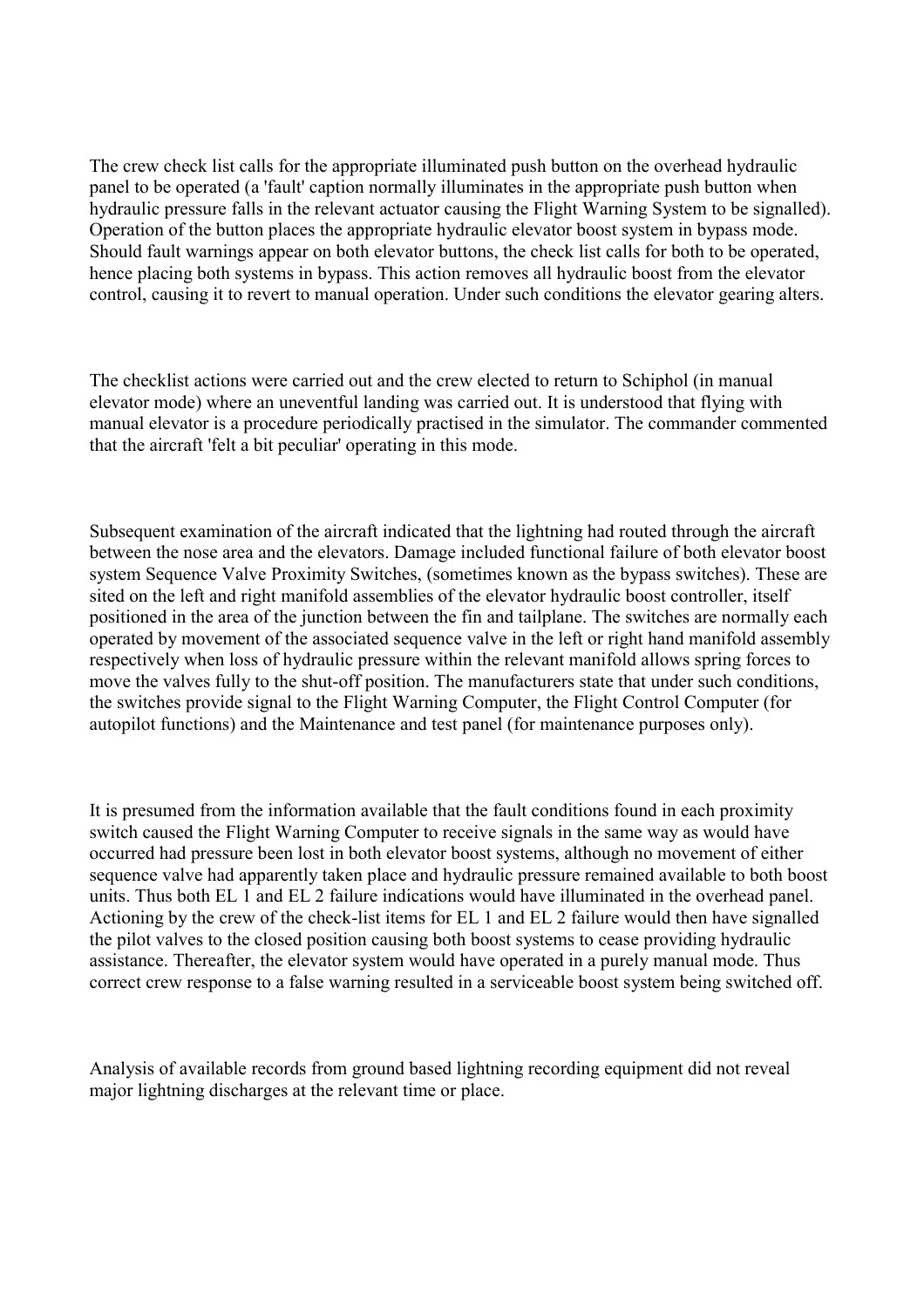The crew check list calls for the appropriate illuminated push button on the overhead hydraulic panel to be operated (a 'fault' caption normally illuminates in the appropriate push button when hydraulic pressure falls in the relevant actuator causing the Flight Warning System to be signalled). Operation of the button places the appropriate hydraulic elevator boost system in bypass mode. Should fault warnings appear on both elevator buttons, the check list calls for both to be operated, hence placing both systems in bypass. This action removes all hydraulic boost from the elevator control, causing it to revert to manual operation. Under such conditions the elevator gearing alters.

The checklist actions were carried out and the crew elected to return to Schiphol (in manual elevator mode) where an uneventful landing was carried out. It is understood that flying with manual elevator is a procedure periodically practised in the simulator. The commander commented that the aircraft 'felt a bit peculiar' operating in this mode.

Subsequent examination of the aircraft indicated that the lightning had routed through the aircraft between the nose area and the elevators. Damage included functional failure of both elevator boost system Sequence Valve Proximity Switches, (sometimes known as the bypass switches). These are sited on the left and right manifold assemblies of the elevator hydraulic boost controller, itself positioned in the area of the junction between the fin and tailplane. The switches are normally each operated by movement of the associated sequence valve in the left or right hand manifold assembly respectively when loss of hydraulic pressure within the relevant manifold allows spring forces to move the valves fully to the shut-off position. The manufacturers state that under such conditions, the switches provide signal to the Flight Warning Computer, the Flight Control Computer (for autopilot functions) and the Maintenance and test panel (for maintenance purposes only).

It is presumed from the information available that the fault conditions found in each proximity switch caused the Flight Warning Computer to receive signals in the same way as would have occurred had pressure been lost in both elevator boost systems, although no movement of either sequence valve had apparently taken place and hydraulic pressure remained available to both boost units. Thus both EL 1 and EL 2 failure indications would have illuminated in the overhead panel. Actioning by the crew of the check-list items for EL 1 and EL 2 failure would then have signalled the pilot valves to the closed position causing both boost systems to cease providing hydraulic assistance. Thereafter, the elevator system would have operated in a purely manual mode. Thus correct crew response to a false warning resulted in a serviceable boost system being switched off.

Analysis of available records from ground based lightning recording equipment did not reveal major lightning discharges at the relevant time or place.